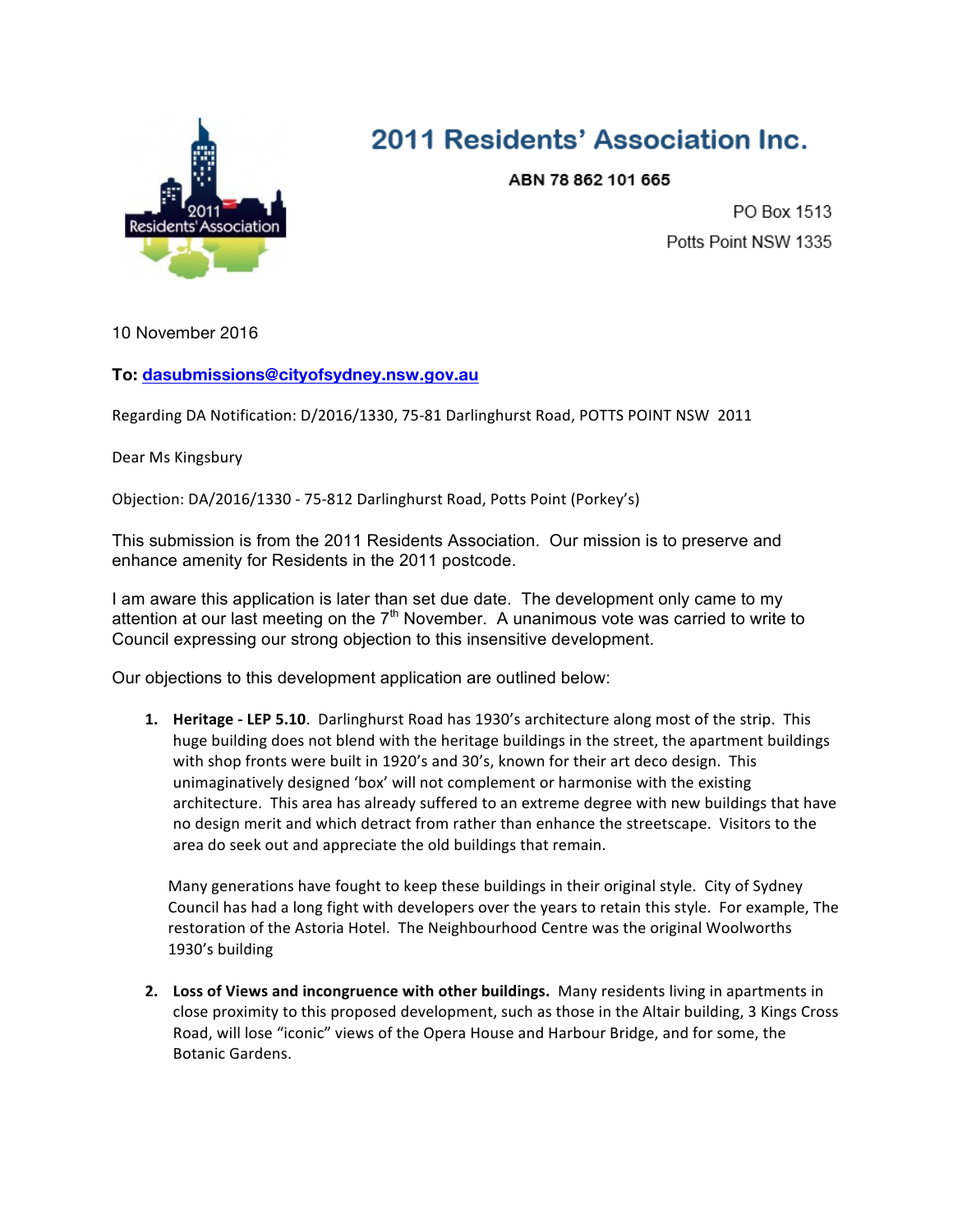# 2011 Residents' Association Inc.

**ABN 78 862 101 665**

PO Box 1513

Potts Point NSW 1335

10 November 2016

**To: dasubmissions@cityofsydney.nsw.gov.au**

Regarding DA Notification: D/2016/1330, 75-81 Darlinghurst Road, POTTS POINT NSW 2011

Dear Ms Kingsbury

Objection: DA/2016/1330 - 75-812 Darlinghurst Road, Potts Point (Porkey's)

This submission is from the 2011 Residents Association. Our mission is to preserve and enhance amenity for Residents in the 2011 postcode.

I am aware this application is later than set due date. The development only came to my attention at our last meeting on the 7th November. A unanimous vote was carried to write to Council expressing our strong objection to this insensitive development.

Our objections to this development application are outlined below:

1. **Heritage - LEP 5.10**. Darlinghurst Road has 1930's architecture along most of the strip. This huge building does not blend with the heritage buildings in the street, the apartment buildings with shop fronts were built in 1920's and 30's, known for their art deco design. This unimaginatively designed 'box' will not complement or harmonise with the existing architecture. This area has already suffered to an extreme degree with new buildings that have no design merit and which detract from rather than enhance the streetscape. Visitors to the area do seek out and appreciate the old buildings that remain.

   Many generations have fought to keep these buildings in their original style. City of Sydney Council has had a long fight with developers over the years to retain this style. For example, The restoration of the Astoria Hotel. The Neighbourhood Centre was the original Woolworths 1930's building

2. **Loss of Views and incongruence with other buildings.** Many residents living in apartments in close proximity to this proposed development, such as those in the Altair building, 3 Kings Cross Road, will lose "iconic" views of the Opera House and Harbour Bridge, and for some, the Botanic Gardens.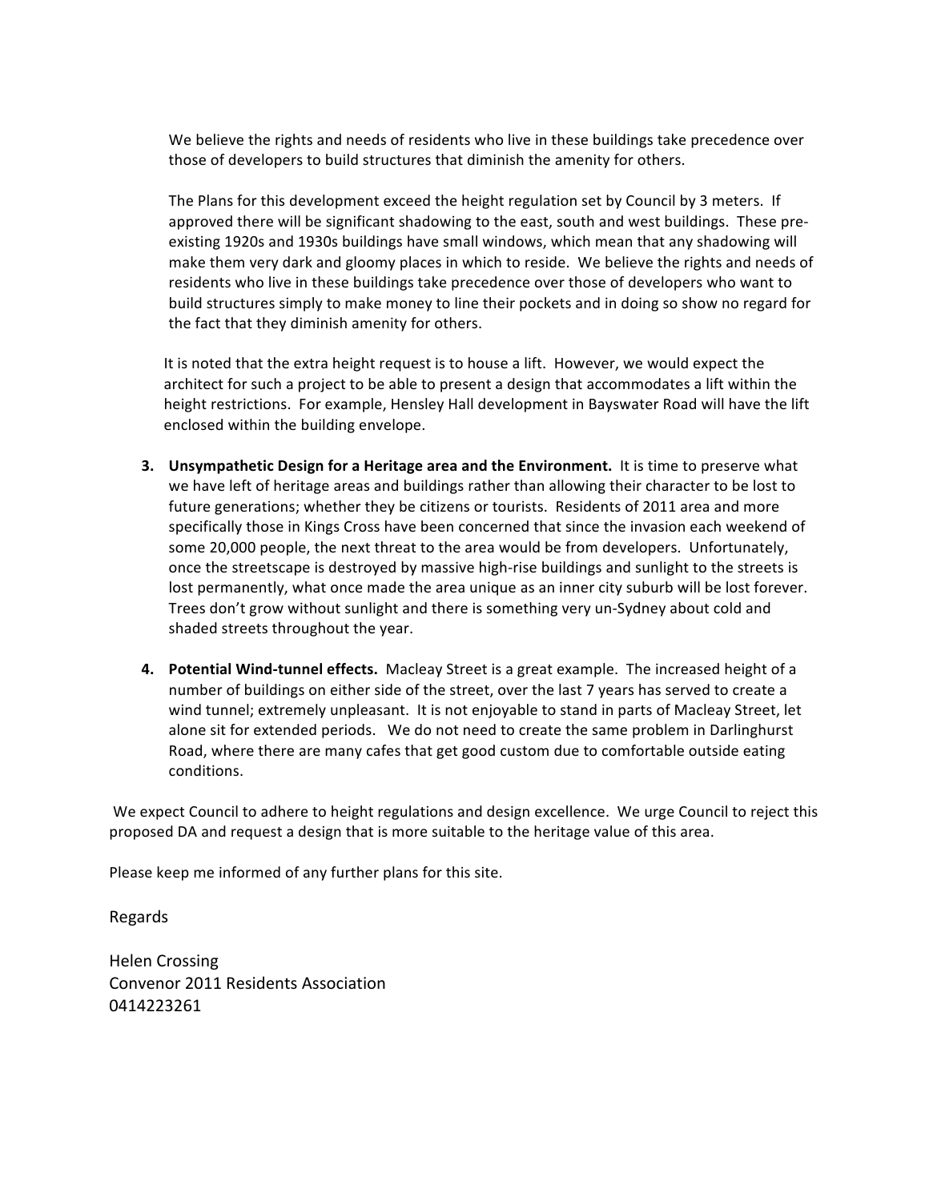We believe the rights and needs of residents who live in these buildings take precedence over those of developers to build structures that diminish the amenity for others.

The Plans for this development exceed the height regulation set by Council by 3 meters. If approved there will be significant shadowing to the east, south and west buildings. These pre-existing 1920s and 1930s buildings have small windows, which mean that any shadowing will make them very dark and gloomy places in which to reside. We believe the rights and needs of residents who live in these buildings take precedence over those of developers who want to build structures simply to make money to line their pockets and in doing so show no regard for the fact that they diminish amenity for others.

It is noted that the extra height request is to house a lift. However, we would expect the architect for such a project to be able to present a design that accommodates a lift within the height restrictions. For example, Hensley Hall development in Bayswater Road will have the lift enclosed within the building envelope.

3. **Unsympathetic Design for a Heritage area and the Environment.** It is time to preserve what we have left of heritage areas and buildings rather than allowing their character to be lost to future generations; whether they be citizens or tourists. Residents of 2011 area and more specifically those in Kings Cross have been concerned that since the invasion each weekend of some 20,000 people, the next threat to the area would be from developers. Unfortunately, once the streetscape is destroyed by massive high-rise buildings and sunlight to the streets is lost permanently, what once made the area unique as an inner city suburb will be lost forever. Trees don't grow without sunlight and there is something very un-Sydney about cold and shaded streets throughout the year.

4. **Potential Wind-tunnel effects.** Macleay Street is a great example. The increased height of a number of buildings on either side of the street, over the last 7 years has served to create a wind tunnel; extremely unpleasant. It is not enjoyable to stand in parts of Macleay Street, let alone sit for extended periods. We do not need to create the same problem in Darlinghurst Road, where there are many cafes that get good custom due to comfortable outside eating conditions.

We expect Council to adhere to height regulations and design excellence. We urge Council to reject this proposed DA and request a design that is more suitable to the heritage value of this area.

Please keep me informed of any further plans for this site.

Regards

Helen Crossing
Convenor 2011 Residents Association
0414223261